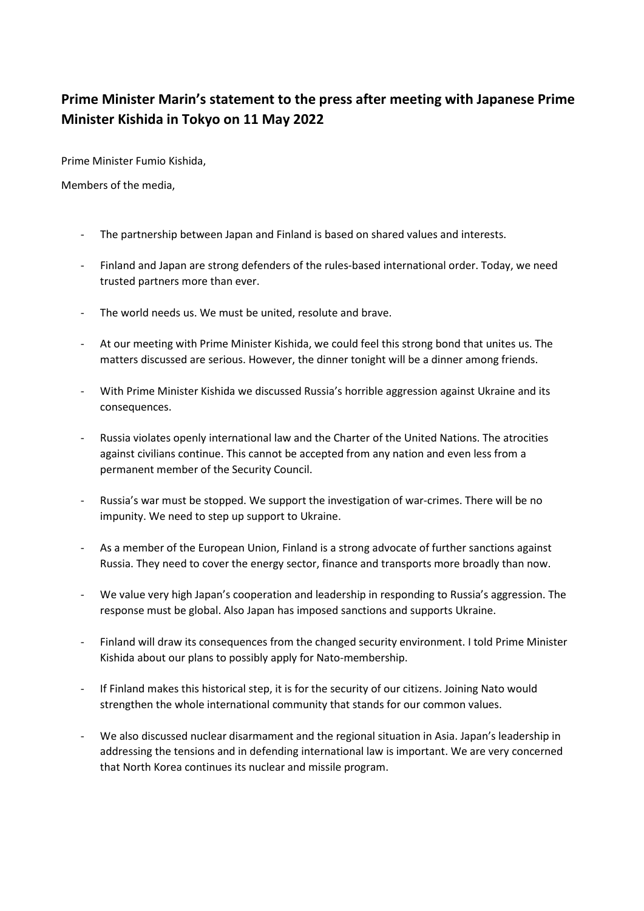## Prime Minister Marin's statement to the press after meeting with Japanese Prime Minister Kishida in Tokyo on 11 May 2022

Prime Minister Fumio Kishida,

Members of the media,

- The partnership between Japan and Finland is based on shared values and interests.
- Finland and Japan are strong defenders of the rules-based international order. Today, we need trusted partners more than ever.
- The world needs us. We must be united, resolute and brave.
- At our meeting with Prime Minister Kishida, we could feel this strong bond that unites us. The matters discussed are serious. However, the dinner tonight will be a dinner among friends.
- With Prime Minister Kishida we discussed Russia's horrible aggression against Ukraine and its consequences.
- Russia violates openly international law and the Charter of the United Nations. The atrocities against civilians continue. This cannot be accepted from any nation and even less from a permanent member of the Security Council.
- Russia's war must be stopped. We support the investigation of war-crimes. There will be no impunity. We need to step up support to Ukraine.
- As a member of the European Union, Finland is a strong advocate of further sanctions against Russia. They need to cover the energy sector, finance and transports more broadly than now.
- We value very high Japan's cooperation and leadership in responding to Russia's aggression. The response must be global. Also Japan has imposed sanctions and supports Ukraine.
- Finland will draw its consequences from the changed security environment. I told Prime Minister Kishida about our plans to possibly apply for Nato-membership.
- If Finland makes this historical step, it is for the security of our citizens. Joining Nato would strengthen the whole international community that stands for our common values.
- We also discussed nuclear disarmament and the regional situation in Asia. Japan's leadership in addressing the tensions and in defending international law is important. We are very concerned that North Korea continues its nuclear and missile program.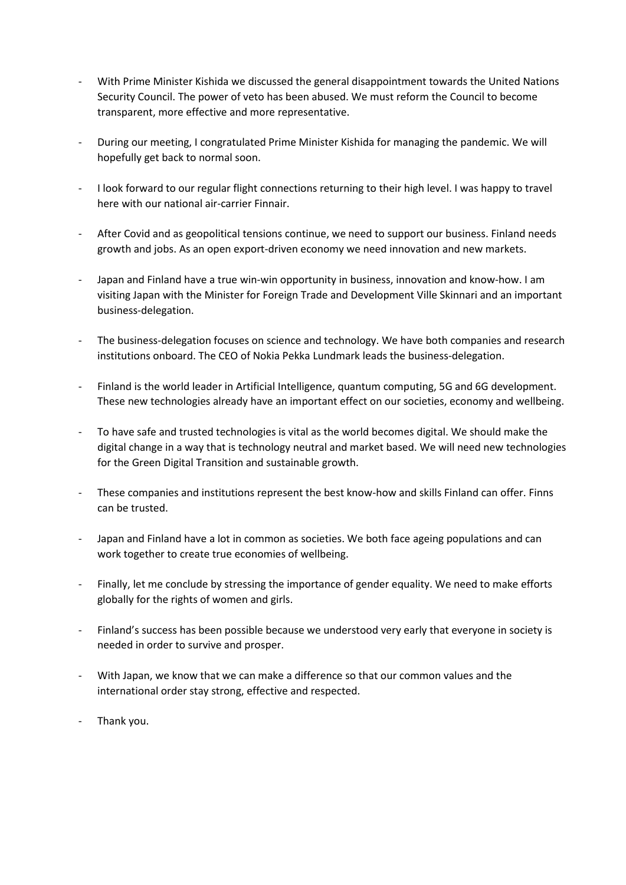- With Prime Minister Kishida we discussed the general disappointment towards the United Nations Security Council. The power of veto has been abused. We must reform the Council to become transparent, more effective and more representative.

- During our meeting, I congratulated Prime Minister Kishida for managing the pandemic. We will hopefully get back to normal soon.

- I look forward to our regular flight connections returning to their high level. I was happy to travel here with our national air-carrier Finnair.

- After Covid and as geopolitical tensions continue, we need to support our business. Finland needs growth and jobs. As an open export-driven economy we need innovation and new markets.

- Japan and Finland have a true win-win opportunity in business, innovation and know-how. I am visiting Japan with the Minister for Foreign Trade and Development Ville Skinnari and an important business-delegation.

- The business-delegation focuses on science and technology. We have both companies and research institutions onboard. The CEO of Nokia Pekka Lundmark leads the business-delegation.

- Finland is the world leader in Artificial Intelligence, quantum computing, 5G and 6G development. These new technologies already have an important effect on our societies, economy and wellbeing.

- To have safe and trusted technologies is vital as the world becomes digital. We should make the digital change in a way that is technology neutral and market based. We will need new technologies for the Green Digital Transition and sustainable growth.

- These companies and institutions represent the best know-how and skills Finland can offer. Finns can be trusted.

- Japan and Finland have a lot in common as societies. We both face ageing populations and can work together to create true economies of wellbeing.

- Finally, let me conclude by stressing the importance of gender equality. We need to make efforts globally for the rights of women and girls.

- Finland's success has been possible because we understood very early that everyone in society is needed in order to survive and prosper.

- With Japan, we know that we can make a difference so that our common values and the international order stay strong, effective and respected.

- Thank you.